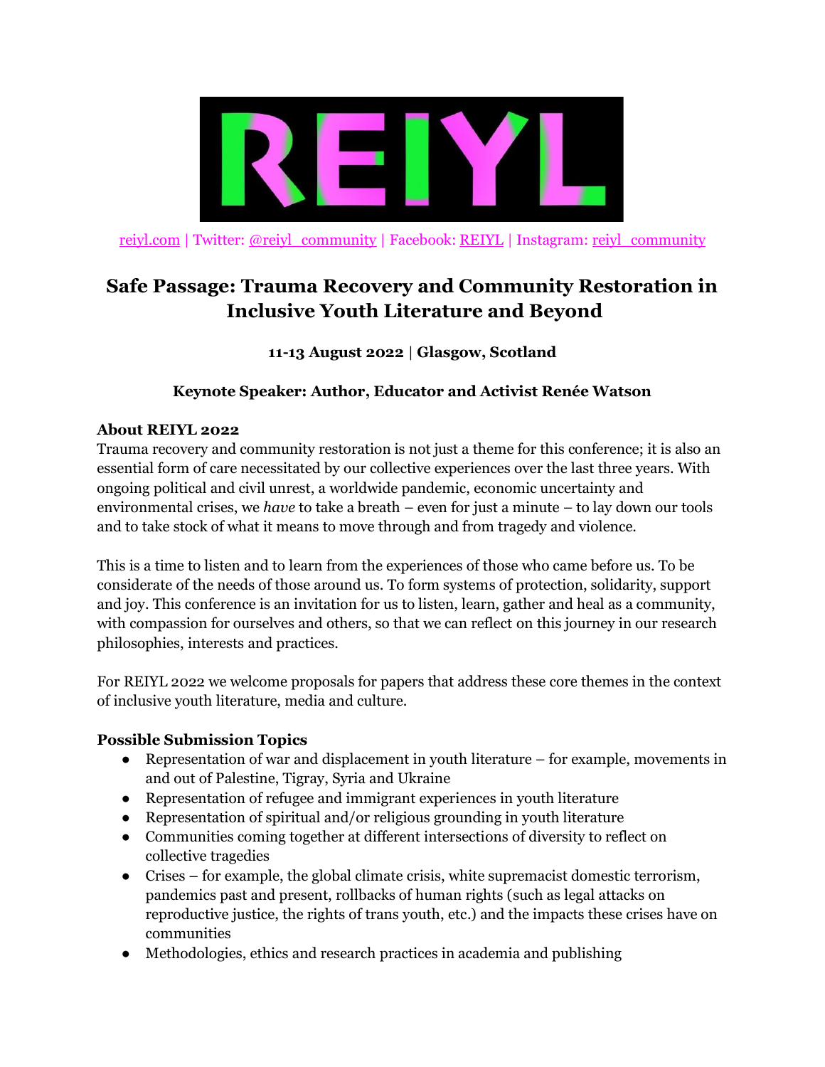REIYL

reiyl.com | Twitter: @reiyl_community | Facebook: REIYL | Instagram: reiyl_community

# Safe Passage: Trauma Recovery and Community Restoration in Inclusive Youth Literature and Beyond

**11-13 August 2022 | Glasgow, Scotland**

**Keynote Speaker: Author, Educator and Activist Renée Watson**

### About REIYL 2022

Trauma recovery and community restoration is not just a theme for this conference; it is also an essential form of care necessitated by our collective experiences over the last three years. With ongoing political and civil unrest, a worldwide pandemic, economic uncertainty and environmental crises, we *have* to take a breath – even for just a minute – to lay down our tools and to take stock of what it means to move through and from tragedy and violence.

This is a time to listen and to learn from the experiences of those who came before us. To be considerate of the needs of those around us. To form systems of protection, solidarity, support and joy. This conference is an invitation for us to listen, learn, gather and heal as a community, with compassion for ourselves and others, so that we can reflect on this journey in our research philosophies, interests and practices.

For REIYL 2022 we welcome proposals for papers that address these core themes in the context of inclusive youth literature, media and culture.

### Possible Submission Topics

- Representation of war and displacement in youth literature – for example, movements in and out of Palestine, Tigray, Syria and Ukraine
- Representation of refugee and immigrant experiences in youth literature
- Representation of spiritual and/or religious grounding in youth literature
- Communities coming together at different intersections of diversity to reflect on collective tragedies
- Crises – for example, the global climate crisis, white supremacist domestic terrorism, pandemics past and present, rollbacks of human rights (such as legal attacks on reproductive justice, the rights of trans youth, etc.) and the impacts these crises have on communities
- Methodologies, ethics and research practices in academia and publishing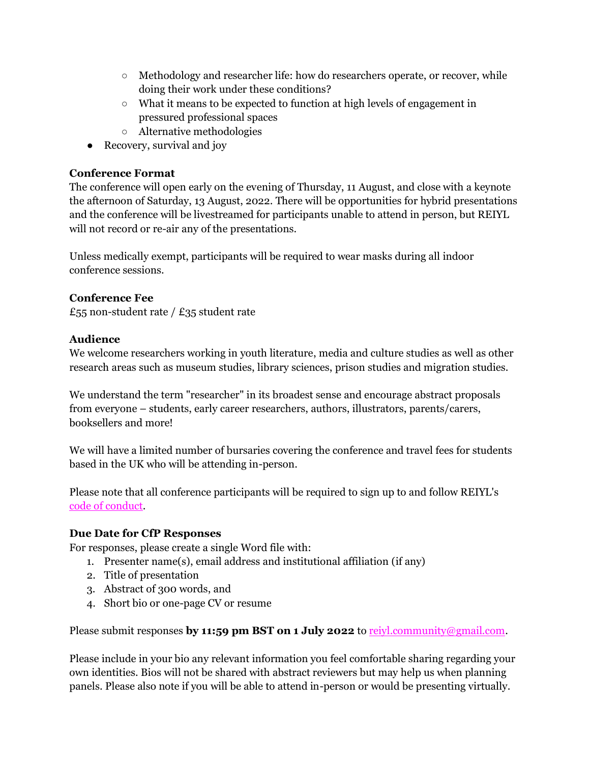- Methodology and researcher life: how do researchers operate, or recover, while doing their work under these conditions?
    - What it means to be expected to function at high levels of engagement in pressured professional spaces
    - Alternative methodologies
- Recovery, survival and joy

**Conference Format**

The conference will open early on the evening of Thursday, 11 August, and close with a keynote the afternoon of Saturday, 13 August, 2022. There will be opportunities for hybrid presentations and the conference will be livestreamed for participants unable to attend in person, but REIYL will not record or re-air any of the presentations.

Unless medically exempt, participants will be required to wear masks during all indoor conference sessions.

**Conference Fee**

£55 non-student rate / £35 student rate

**Audience**

We welcome researchers working in youth literature, media and culture studies as well as other research areas such as museum studies, library sciences, prison studies and migration studies.

We understand the term "researcher" in its broadest sense and encourage abstract proposals from everyone – students, early career researchers, authors, illustrators, parents/carers, booksellers and more!

We will have a limited number of bursaries covering the conference and travel fees for students based in the UK who will be attending in-person.

Please note that all conference participants will be required to sign up to and follow REIYL's code of conduct.

**Due Date for CfP Responses**

For responses, please create a single Word file with:

1. Presenter name(s), email address and institutional affiliation (if any)
2. Title of presentation
3. Abstract of 300 words, and
4. Short bio or one-page CV or resume

Please submit responses **by 11:59 pm BST on 1 July 2022** to reiyl.community@gmail.com.

Please include in your bio any relevant information you feel comfortable sharing regarding your own identities. Bios will not be shared with abstract reviewers but may help us when planning panels. Please also note if you will be able to attend in-person or would be presenting virtually.